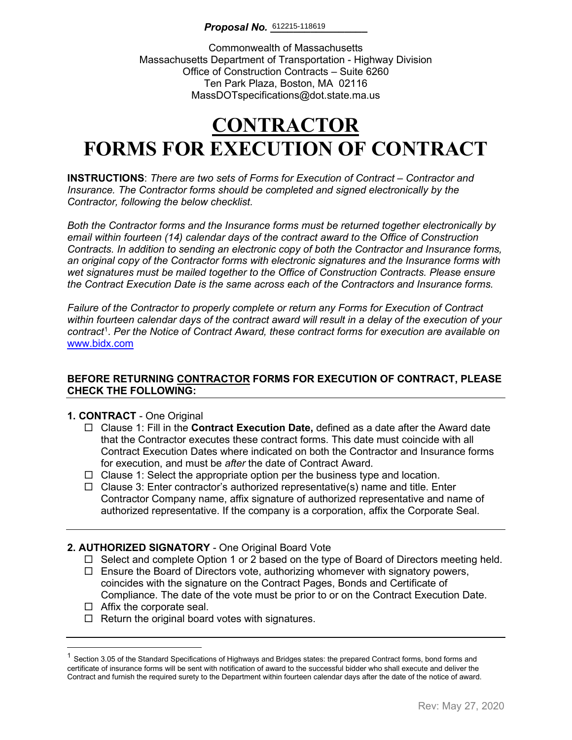***Proposal No.*** 612215-118619

Commonwealth of Massachusetts
Massachusetts Department of Transportation - Highway Division
Office of Construction Contracts – Suite 6260
Ten Park Plaza, Boston, MA 02116
MassDOTspecifications@dot.state.ma.us

# CONTRACTOR
# FORMS FOR EXECUTION OF CONTRACT

**INSTRUCTIONS**: *There are two sets of Forms for Execution of Contract – Contractor and Insurance. The Contractor forms should be completed and signed electronically by the Contractor, following the below checklist.*

*Both the Contractor forms and the Insurance forms must be returned together electronically by email within fourteen (14) calendar days of the contract award to the Office of Construction Contracts. In addition to sending an electronic copy of both the Contractor and Insurance forms, an original copy of the Contractor forms with electronic signatures and the Insurance forms with wet signatures must be mailed together to the Office of Construction Contracts. Please ensure the Contract Execution Date is the same across each of the Contractors and Insurance forms.*

*Failure of the Contractor to properly complete or return any Forms for Execution of Contract within fourteen calendar days of the contract award will result in a delay of the execution of your contract*[1]*. Per the Notice of Contract Award, these contract forms for execution are available on* www.bidx.com

**BEFORE RETURNING CONTRACTOR FORMS FOR EXECUTION OF CONTRACT, PLEASE CHECK THE FOLLOWING:**

**1. CONTRACT** - One Original

- ☐ Clause 1: Fill in the **Contract Execution Date,** defined as a date after the Award date that the Contractor executes these contract forms. This date must coincide with all Contract Execution Dates where indicated on both the Contractor and Insurance forms for execution, and must be *after* the date of Contract Award.
- ☐ Clause 1: Select the appropriate option per the business type and location.
- ☐ Clause 3: Enter contractor's authorized representative(s) name and title. Enter Contractor Company name, affix signature of authorized representative and name of authorized representative. If the company is a corporation, affix the Corporate Seal.

**2. AUTHORIZED SIGNATORY** - One Original Board Vote

- ☐ Select and complete Option 1 or 2 based on the type of Board of Directors meeting held.
- ☐ Ensure the Board of Directors vote, authorizing whomever with signatory powers, coincides with the signature on the Contract Pages, Bonds and Certificate of Compliance. The date of the vote must be prior to or on the Contract Execution Date.
- ☐ Affix the corporate seal.
- ☐ Return the original board votes with signatures.

[1] Section 3.05 of the Standard Specifications of Highways and Bridges states: the prepared Contract forms, bond forms and certificate of insurance forms will be sent with notification of award to the successful bidder who shall execute and deliver the Contract and furnish the required surety to the Department within fourteen calendar days after the date of the notice of award.

Rev: May 27, 2020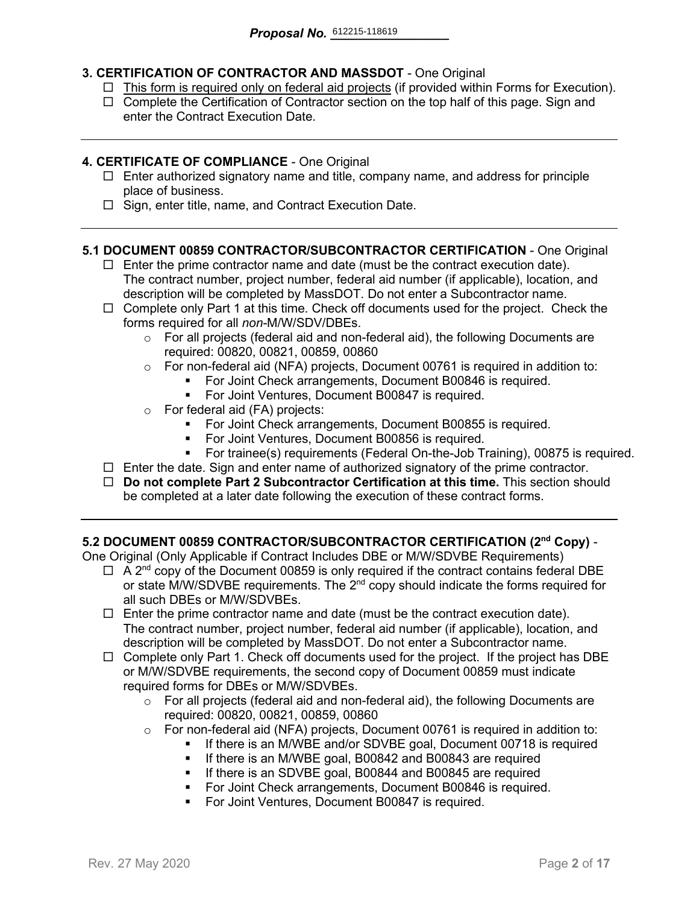**Proposal No.** 612215-118619

**3. CERTIFICATION OF CONTRACTOR AND MASSDOT** - One Original

- ☐ <u>This form is required only on federal aid projects</u> (if provided within Forms for Execution).
- ☐ Complete the Certification of Contractor section on the top half of this page. Sign and enter the Contract Execution Date.

---

**4. CERTIFICATE OF COMPLIANCE** - One Original

- ☐ Enter authorized signatory name and title, company name, and address for principle place of business.
- ☐ Sign, enter title, name, and Contract Execution Date.

---

**5.1 DOCUMENT 00859 CONTRACTOR/SUBCONTRACTOR CERTIFICATION** - One Original

- ☐ Enter the prime contractor name and date (must be the contract execution date). The contract number, project number, federal aid number (if applicable), location, and description will be completed by MassDOT. Do not enter a Subcontractor name.
- ☐ Complete only Part 1 at this time. Check off documents used for the project. Check the forms required for all *non*-M/W/SDV/DBEs.
  - For all projects (federal aid and non-federal aid), the following Documents are required: 00820, 00821, 00859, 00860
  - For non-federal aid (NFA) projects, Document 00761 is required in addition to:
    - For Joint Check arrangements, Document B00846 is required.
    - For Joint Ventures, Document B00847 is required.
  - For federal aid (FA) projects:
    - For Joint Check arrangements, Document B00855 is required.
    - For Joint Ventures, Document B00856 is required.
    - For trainee(s) requirements (Federal On-the-Job Training), 00875 is required.
- ☐ Enter the date. Sign and enter name of authorized signatory of the prime contractor.
- ☐ **Do not complete Part 2 Subcontractor Certification at this time.** This section should be completed at a later date following the execution of these contract forms.

---

**5.2 DOCUMENT 00859 CONTRACTOR/SUBCONTRACTOR CERTIFICATION (2nd Copy)** - One Original (Only Applicable if Contract Includes DBE or M/W/SDVBE Requirements)

- ☐ A 2nd copy of the Document 00859 is only required if the contract contains federal DBE or state M/W/SDVBE requirements. The 2nd copy should indicate the forms required for all such DBEs or M/W/SDVBEs.
- ☐ Enter the prime contractor name and date (must be the contract execution date). The contract number, project number, federal aid number (if applicable), location, and description will be completed by MassDOT. Do not enter a Subcontractor name.
- ☐ Complete only Part 1. Check off documents used for the project. If the project has DBE or M/W/SDVBE requirements, the second copy of Document 00859 must indicate required forms for DBEs or M/W/SDVBEs.
  - For all projects (federal aid and non-federal aid), the following Documents are required: 00820, 00821, 00859, 00860
  - For non-federal aid (NFA) projects, Document 00761 is required in addition to:
    - If there is an M/WBE and/or SDVBE goal, Document 00718 is required
    - If there is an M/WBE goal, B00842 and B00843 are required
    - If there is an SDVBE goal, B00844 and B00845 are required
    - For Joint Check arrangements, Document B00846 is required.
    - For Joint Ventures, Document B00847 is required.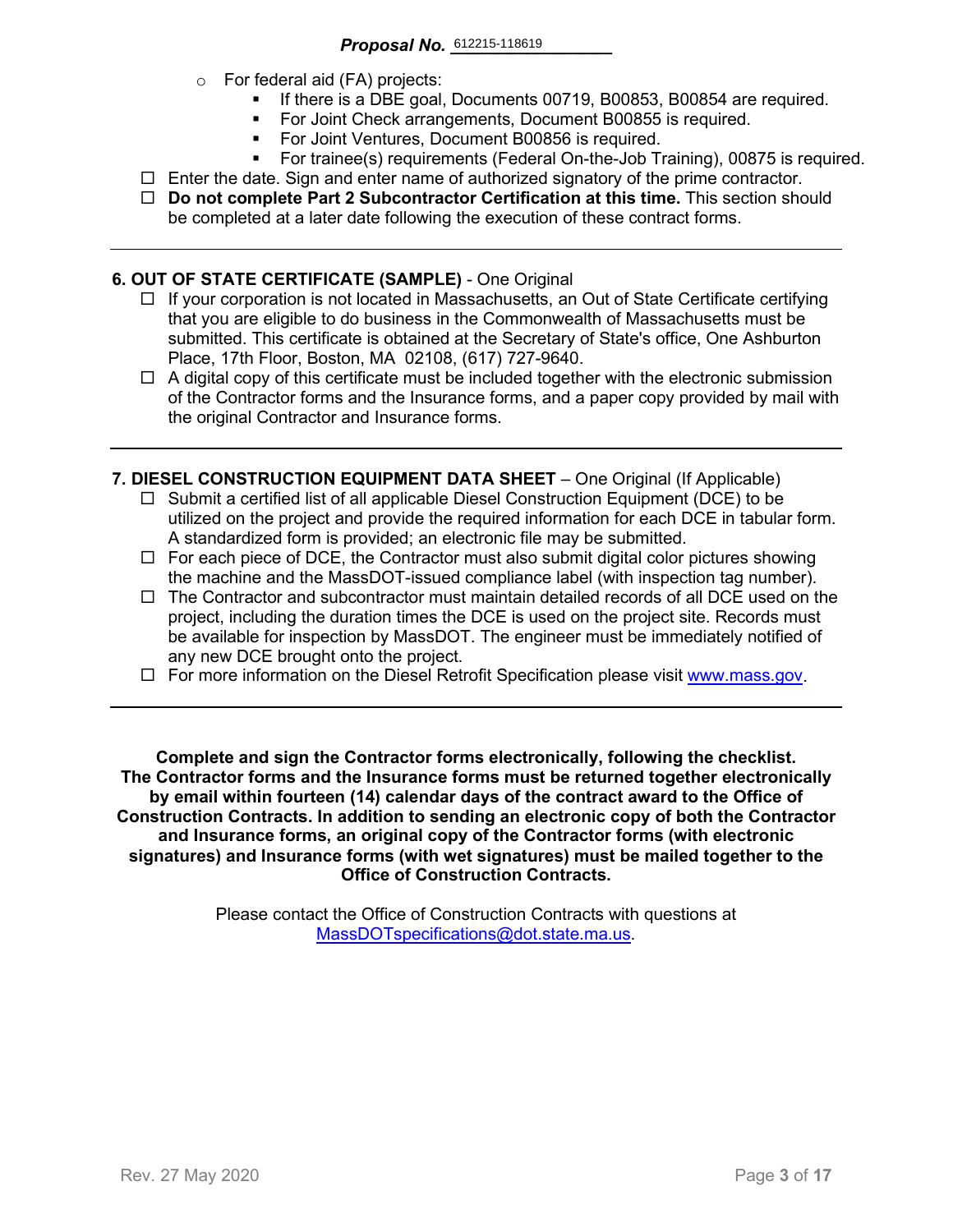**Proposal No.** 612215-118619

- For federal aid (FA) projects:
  - If there is a DBE goal, Documents 00719, B00853, B00854 are required.
  - For Joint Check arrangements, Document B00855 is required.
  - For Joint Ventures, Document B00856 is required.
  - For trainee(s) requirements (Federal On-the-Job Training), 00875 is required.

☐ Enter the date. Sign and enter name of authorized signatory of the prime contractor.

☐ **Do not complete Part 2 Subcontractor Certification at this time.** This section should be completed at a later date following the execution of these contract forms.

---

**6. OUT OF STATE CERTIFICATE (SAMPLE)** - One Original

☐ If your corporation is not located in Massachusetts, an Out of State Certificate certifying that you are eligible to do business in the Commonwealth of Massachusetts must be submitted. This certificate is obtained at the Secretary of State's office, One Ashburton Place, 17th Floor, Boston, MA 02108, (617) 727-9640.

☐ A digital copy of this certificate must be included together with the electronic submission of the Contractor forms and the Insurance forms, and a paper copy provided by mail with the original Contractor and Insurance forms.

---

**7. DIESEL CONSTRUCTION EQUIPMENT DATA SHEET** – One Original (If Applicable)

☐ Submit a certified list of all applicable Diesel Construction Equipment (DCE) to be utilized on the project and provide the required information for each DCE in tabular form. A standardized form is provided; an electronic file may be submitted.

☐ For each piece of DCE, the Contractor must also submit digital color pictures showing the machine and the MassDOT-issued compliance label (with inspection tag number).

☐ The Contractor and subcontractor must maintain detailed records of all DCE used on the project, including the duration times the DCE is used on the project site. Records must be available for inspection by MassDOT. The engineer must be immediately notified of any new DCE brought onto the project.

☐ For more information on the Diesel Retrofit Specification please visit [www.mass.gov](http://www.mass.gov).

---

**Complete and sign the Contractor forms electronically, following the checklist. The Contractor forms and the Insurance forms must be returned together electronically by email within fourteen (14) calendar days of the contract award to the Office of Construction Contracts. In addition to sending an electronic copy of both the Contractor and Insurance forms, an original copy of the Contractor forms (with electronic signatures) and Insurance forms (with wet signatures) must be mailed together to the Office of Construction Contracts.**

Please contact the Office of Construction Contracts with questions at [MassDOTspecifications@dot.state.ma.us](mailto:MassDOTspecifications@dot.state.ma.us).

Rev. 27 May 2020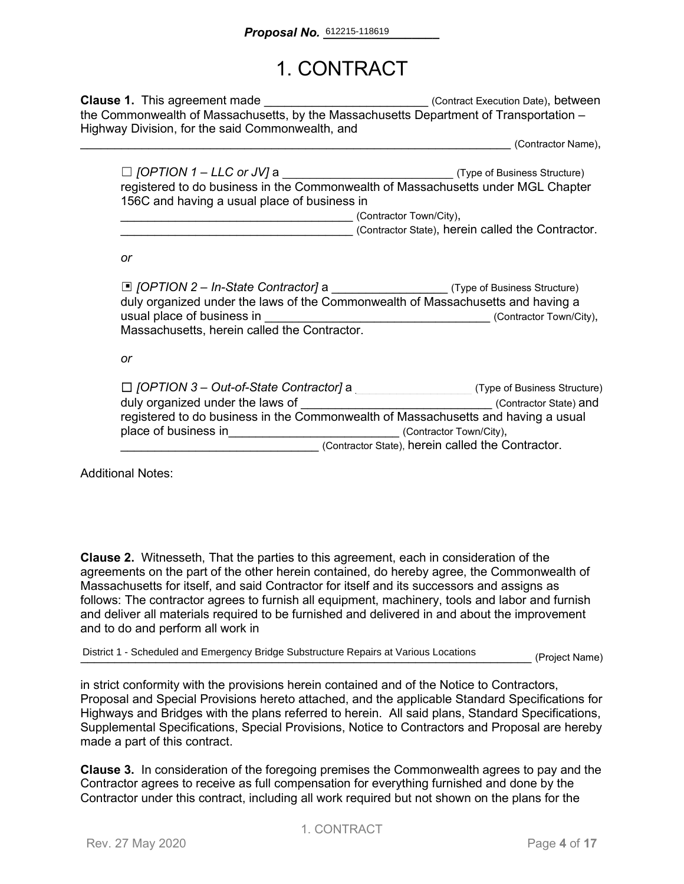**Proposal No.** 612215-118619

# 1. CONTRACT

**Clause 1.** This agreement made ________________________ (Contract Execution Date), between the Commonwealth of Massachusetts, by the Massachusetts Department of Transportation – Highway Division, for the said Commonwealth, and
_________________________________________________________________ (Contractor Name),

> ☐ *[OPTION 1 – LLC or JV]* a _________________________ (Type of Business Structure) registered to do business in the Commonwealth of Massachusetts under MGL Chapter 156C and having a usual place of business in
> __________________________________ (Contractor Town/City),
> __________________________________ (Contractor State), herein called the Contractor.
>
> *or*
>
> ▣ *[OPTION 2 – In-State Contractor]* a ________________ (Type of Business Structure) duly organized under the laws of the Commonwealth of Massachusetts and having a usual place of business in ________________________________ (Contractor Town/City), Massachusetts, herein called the Contractor.
>
> *or*
>
> ☐ *[OPTION 3 – Out-of-State Contractor]* a ________________ (Type of Business Structure) duly organized under the laws of ____________________________ (Contractor State) and registered to do business in the Commonwealth of Massachusetts and having a usual place of business in________________________ (Contractor Town/City),
> _____________________________ (Contractor State), herein called the Contractor.

Additional Notes:

**Clause 2.** Witnesseth, That the parties to this agreement, each in consideration of the agreements on the part of the other herein contained, do hereby agree, the Commonwealth of Massachusetts for itself, and said Contractor for itself and its successors and assigns as follows: The contractor agrees to furnish all equipment, machinery, tools and labor and furnish and deliver all materials required to be furnished and delivered in and about the improvement and to do and perform all work in

District 1 - Scheduled and Emergency Bridge Substructure Repairs at Various Locations (Project Name)

in strict conformity with the provisions herein contained and of the Notice to Contractors, Proposal and Special Provisions hereto attached, and the applicable Standard Specifications for Highways and Bridges with the plans referred to herein. All said plans, Standard Specifications, Supplemental Specifications, Special Provisions, Notice to Contractors and Proposal are hereby made a part of this contract.

**Clause 3.** In consideration of the foregoing premises the Commonwealth agrees to pay and the Contractor agrees to receive as full compensation for everything furnished and done by the Contractor under this contract, including all work required but not shown on the plans for the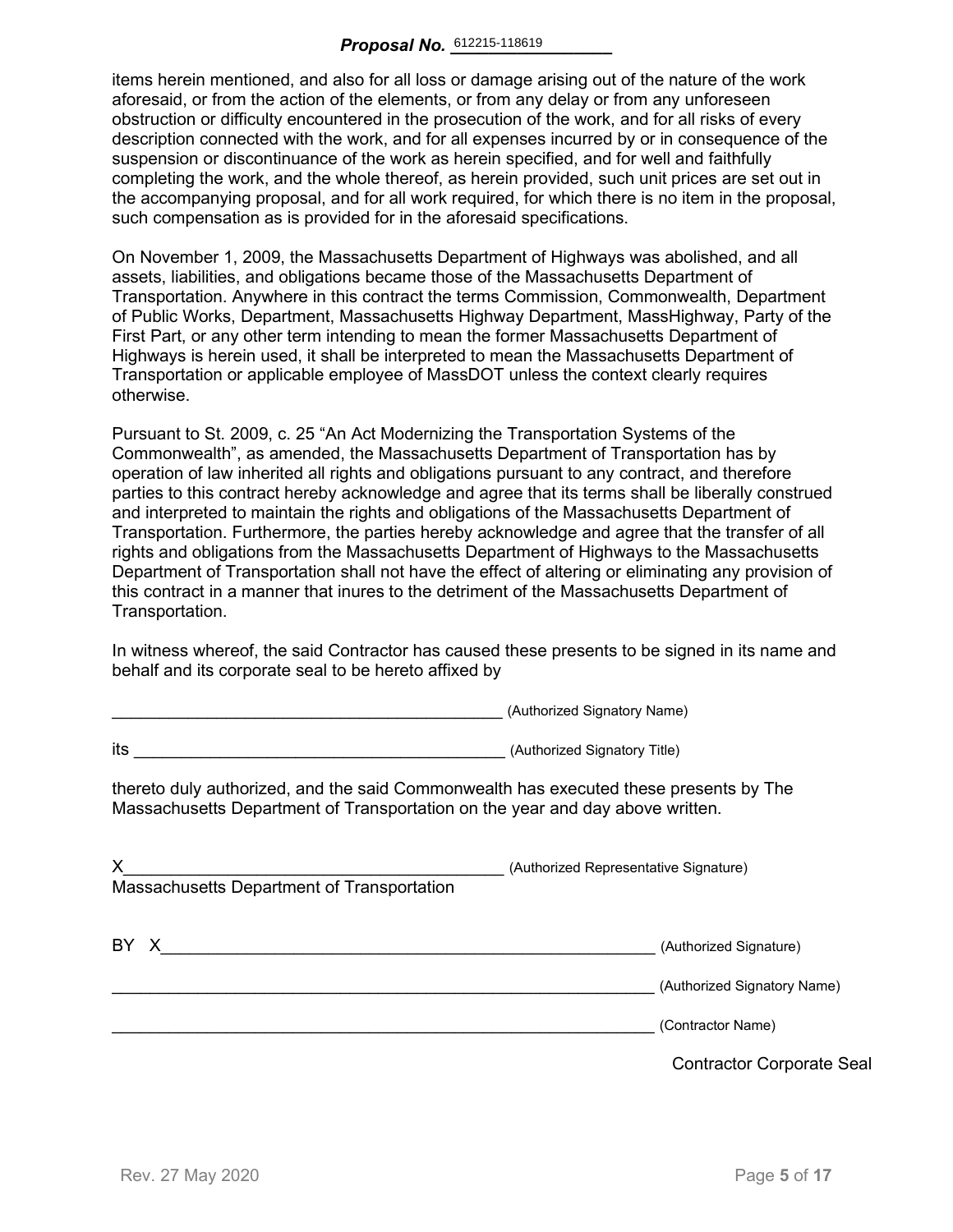**Proposal No.** 612215-118619

items herein mentioned, and also for all loss or damage arising out of the nature of the work aforesaid, or from the action of the elements, or from any delay or from any unforeseen obstruction or difficulty encountered in the prosecution of the work, and for all risks of every description connected with the work, and for all expenses incurred by or in consequence of the suspension or discontinuance of the work as herein specified, and for well and faithfully completing the work, and the whole thereof, as herein provided, such unit prices are set out in the accompanying proposal, and for all work required, for which there is no item in the proposal, such compensation as is provided for in the aforesaid specifications.

On November 1, 2009, the Massachusetts Department of Highways was abolished, and all assets, liabilities, and obligations became those of the Massachusetts Department of Transportation. Anywhere in this contract the terms Commission, Commonwealth, Department of Public Works, Department, Massachusetts Highway Department, MassHighway, Party of the First Part, or any other term intending to mean the former Massachusetts Department of Highways is herein used, it shall be interpreted to mean the Massachusetts Department of Transportation or applicable employee of MassDOT unless the context clearly requires otherwise.

Pursuant to St. 2009, c. 25 "An Act Modernizing the Transportation Systems of the Commonwealth", as amended, the Massachusetts Department of Transportation has by operation of law inherited all rights and obligations pursuant to any contract, and therefore parties to this contract hereby acknowledge and agree that its terms shall be liberally construed and interpreted to maintain the rights and obligations of the Massachusetts Department of Transportation. Furthermore, the parties hereby acknowledge and agree that the transfer of all rights and obligations from the Massachusetts Department of Highways to the Massachusetts Department of Transportation shall not have the effect of altering or eliminating any provision of this contract in a manner that inures to the detriment of the Massachusetts Department of Transportation.

In witness whereof, the said Contractor has caused these presents to be signed in its name and behalf and its corporate seal to be hereto affixed by

_____________________________________________ (Authorized Signatory Name)

its ________________________________________ (Authorized Signatory Title)

thereto duly authorized, and the said Commonwealth has executed these presents by The Massachusetts Department of Transportation on the year and day above written.

X_________________________________________ (Authorized Representative Signature)
Massachusetts Department of Transportation

BY X_______________________________________________________ (Authorized Signature)

__________________________________________________________ (Authorized Signatory Name)

__________________________________________________________ (Contractor Name)

Contractor Corporate Seal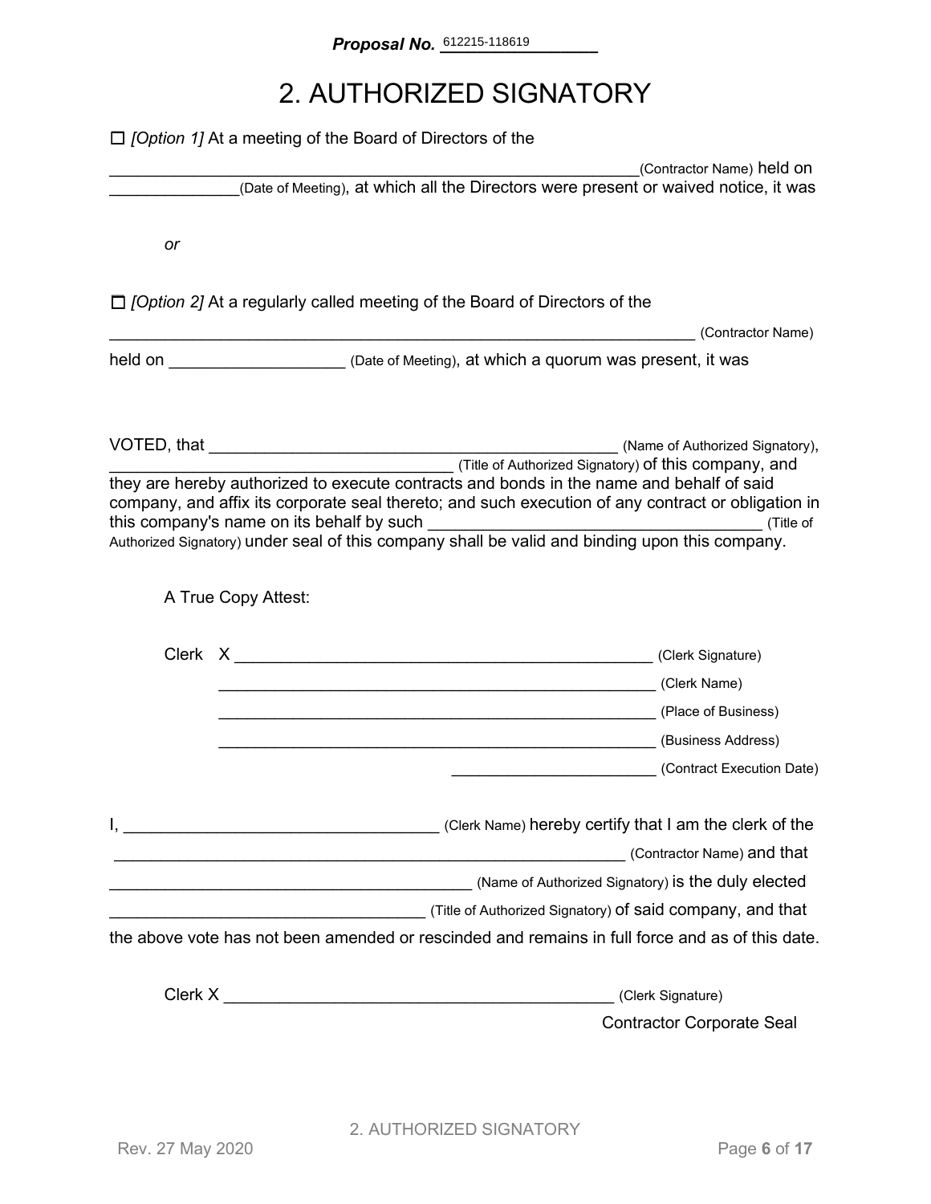**Proposal No.** 612215-118619

# 2. AUTHORIZED SIGNATORY

☐ *[Option 1]* At a meeting of the Board of Directors of the

_______________________________________________________________(Contractor Name) held on ______________(Date of Meeting), at which all the Directors were present or waived notice, it was

*or*

☐ *[Option 2]* At a regularly called meeting of the Board of Directors of the

_______________________________________________________________ (Contractor Name)

held on ___________________ (Date of Meeting), at which a quorum was present, it was

VOTED, that _____________________________________________ (Name of Authorized Signatory), ______________________________________ (Title of Authorized Signatory) of this company, and they are hereby authorized to execute contracts and bonds in the name and behalf of said company, and affix its corporate seal thereto; and such execution of any contract or obligation in this company's name on its behalf by such ____________________________________ (Title of Authorized Signatory) under seal of this company shall be valid and binding upon this company.

A True Copy Attest:

Clerk X ______________________________________________ (Clerk Signature)

_________________________________________________ (Clerk Name)

_________________________________________________ (Place of Business)

_________________________________________________ (Business Address)

_______________________ (Contract Execution Date)

I, __________________________________ (Clerk Name) hereby certify that I am the clerk of the _________________________________________________________ (Contractor Name) and that ________________________________________ (Name of Authorized Signatory) is the duly elected ___________________________________ (Title of Authorized Signatory) of said company, and that the above vote has not been amended or rescinded and remains in full force and as of this date.

Clerk X ____________________________________________ (Clerk Signature)

Contractor Corporate Seal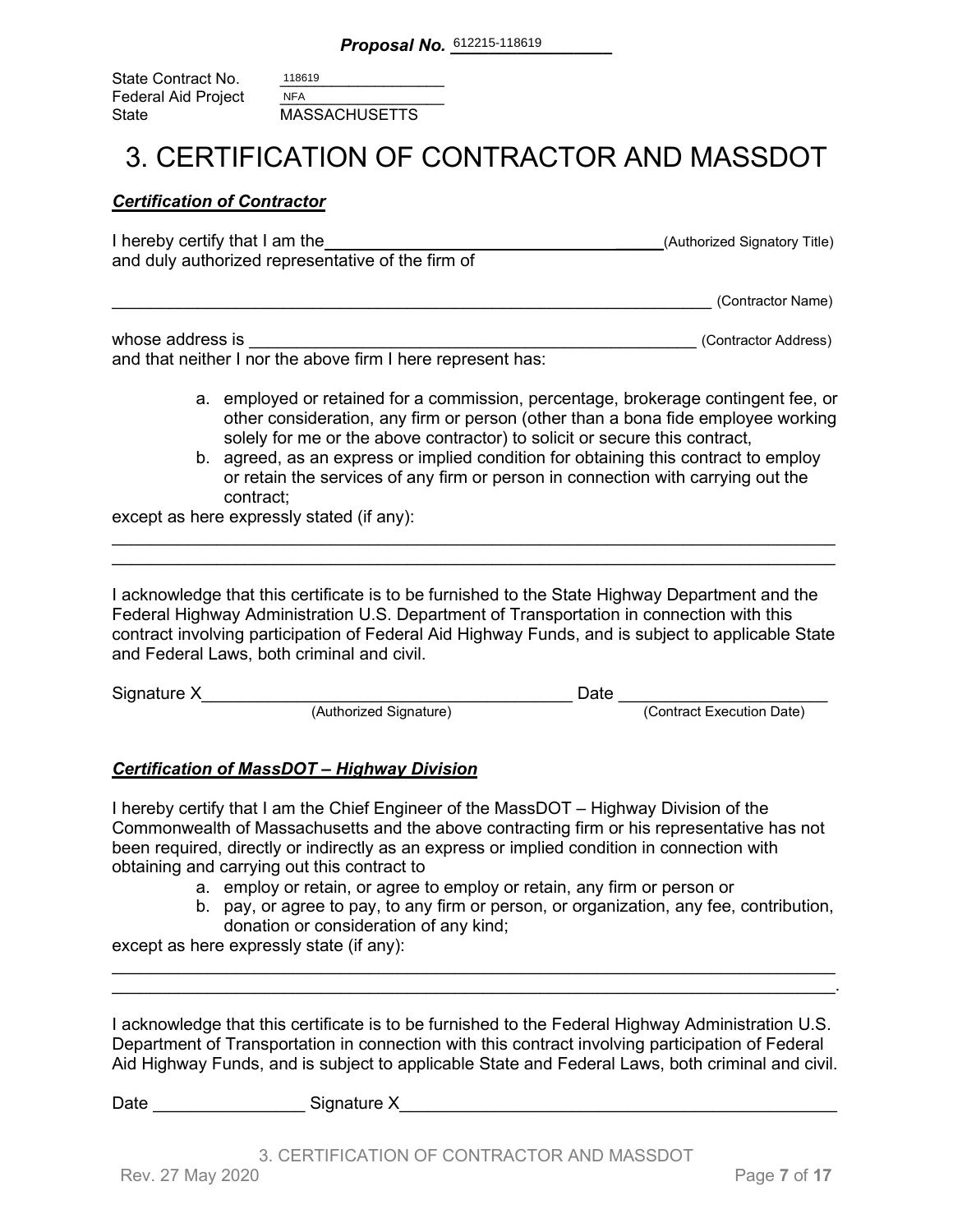**Proposal No.** 612215-118619

State Contract No. 118619
Federal Aid Project NFA
State MASSACHUSETTS

# 3. CERTIFICATION OF CONTRACTOR AND MASSDOT

***Certification of Contractor***

I hereby certify that I am the ________________________________________ (Authorized Signatory Title)
and duly authorized representative of the firm of

__________________________________________________________________ (Contractor Name)

whose address is ______________________________________________ (Contractor Address)
and that neither I nor the above firm I here represent has:

a. employed or retained for a commission, percentage, brokerage contingent fee, or other consideration, any firm or person (other than a bona fide employee working solely for me or the above contractor) to solicit or secure this contract,
b. agreed, as an express or implied condition for obtaining this contract to employ or retain the services of any firm or person in connection with carrying out the contract;

except as here expressly stated (if any):

_____________________________________________________________________________
_____________________________________________________________________________

I acknowledge that this certificate is to be furnished to the State Highway Department and the Federal Highway Administration U.S. Department of Transportation in connection with this contract involving participation of Federal Aid Highway Funds, and is subject to applicable State and Federal Laws, both criminal and civil.

Signature X________________________________________ Date ______________________
(Authorized Signature) (Contract Execution Date)

***Certification of MassDOT – Highway Division***

I hereby certify that I am the Chief Engineer of the MassDOT – Highway Division of the Commonwealth of Massachusetts and the above contracting firm or his representative has not been required, directly or indirectly as an express or implied condition in connection with obtaining and carrying out this contract to

a. employ or retain, or agree to employ or retain, any firm or person or
b. pay, or agree to pay, to any firm or person, or organization, any fee, contribution, donation or consideration of any kind;

except as here expressly state (if any):

_____________________________________________________________________________
_____________________________________________________________________________.

I acknowledge that this certificate is to be furnished to the Federal Highway Administration U.S. Department of Transportation in connection with this contract involving participation of Federal Aid Highway Funds, and is subject to applicable State and Federal Laws, both criminal and civil.

Date ________________ Signature X_______________________________________________

3. CERTIFICATION OF CONTRACTOR AND MASSDOT
Rev. 27 May 2020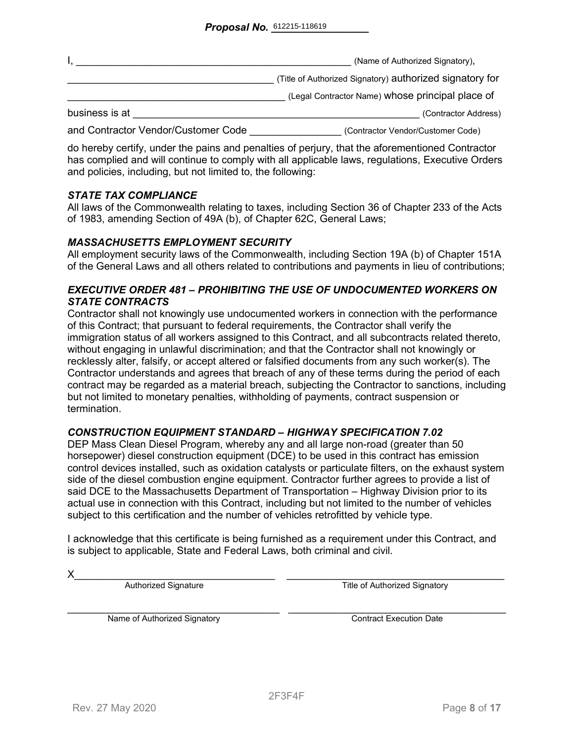**Proposal No.** 612215-118619

I, ________________________________________________ (Name of Authorized Signatory),

__________________________________ (Title of Authorized Signatory) authorized signatory for

____________________________________ (Legal Contractor Name) whose principal place of

business is at ________________________________________________ (Contractor Address)

and Contractor Vendor/Customer Code _______________ (Contractor Vendor/Customer Code)

do hereby certify, under the pains and penalties of perjury, that the aforementioned Contractor has complied and will continue to comply with all applicable laws, regulations, Executive Orders and policies, including, but not limited to, the following:

***STATE TAX COMPLIANCE***

All laws of the Commonwealth relating to taxes, including Section 36 of Chapter 233 of the Acts of 1983, amending Section of 49A (b), of Chapter 62C, General Laws;

***MASSACHUSETTS EMPLOYMENT SECURITY***

All employment security laws of the Commonwealth, including Section 19A (b) of Chapter 151A of the General Laws and all others related to contributions and payments in lieu of contributions;

***EXECUTIVE ORDER 481 – PROHIBITING THE USE OF UNDOCUMENTED WORKERS ON STATE CONTRACTS***

Contractor shall not knowingly use undocumented workers in connection with the performance of this Contract; that pursuant to federal requirements, the Contractor shall verify the immigration status of all workers assigned to this Contract, and all subcontracts related thereto, without engaging in unlawful discrimination; and that the Contractor shall not knowingly or recklessly alter, falsify, or accept altered or falsified documents from any such worker(s). The Contractor understands and agrees that breach of any of these terms during the period of each contract may be regarded as a material breach, subjecting the Contractor to sanctions, including but not limited to monetary penalties, withholding of payments, contract suspension or termination.

***CONSTRUCTION EQUIPMENT STANDARD – HIGHWAY SPECIFICATION 7.02***

DEP Mass Clean Diesel Program, whereby any and all large non-road (greater than 50 horsepower) diesel construction equipment (DCE) to be used in this contract has emission control devices installed, such as oxidation catalysts or particulate filters, on the exhaust system side of the diesel combustion engine equipment. Contractor further agrees to provide a list of said DCE to the Massachusetts Department of Transportation – Highway Division prior to its actual use in connection with this Contract, including but not limited to the number of vehicles subject to this certification and the number of vehicles retrofitted by vehicle type.

I acknowledge that this certificate is being furnished as a requirement under this Contract, and is subject to applicable, State and Federal Laws, both criminal and civil.

X________________________________ ________________________________

Authorized Signature | Title of Authorized Signatory

________________________________ ________________________________

Name of Authorized Signatory | Contract Execution Date

2F3F4F

Rev. 27 May 2020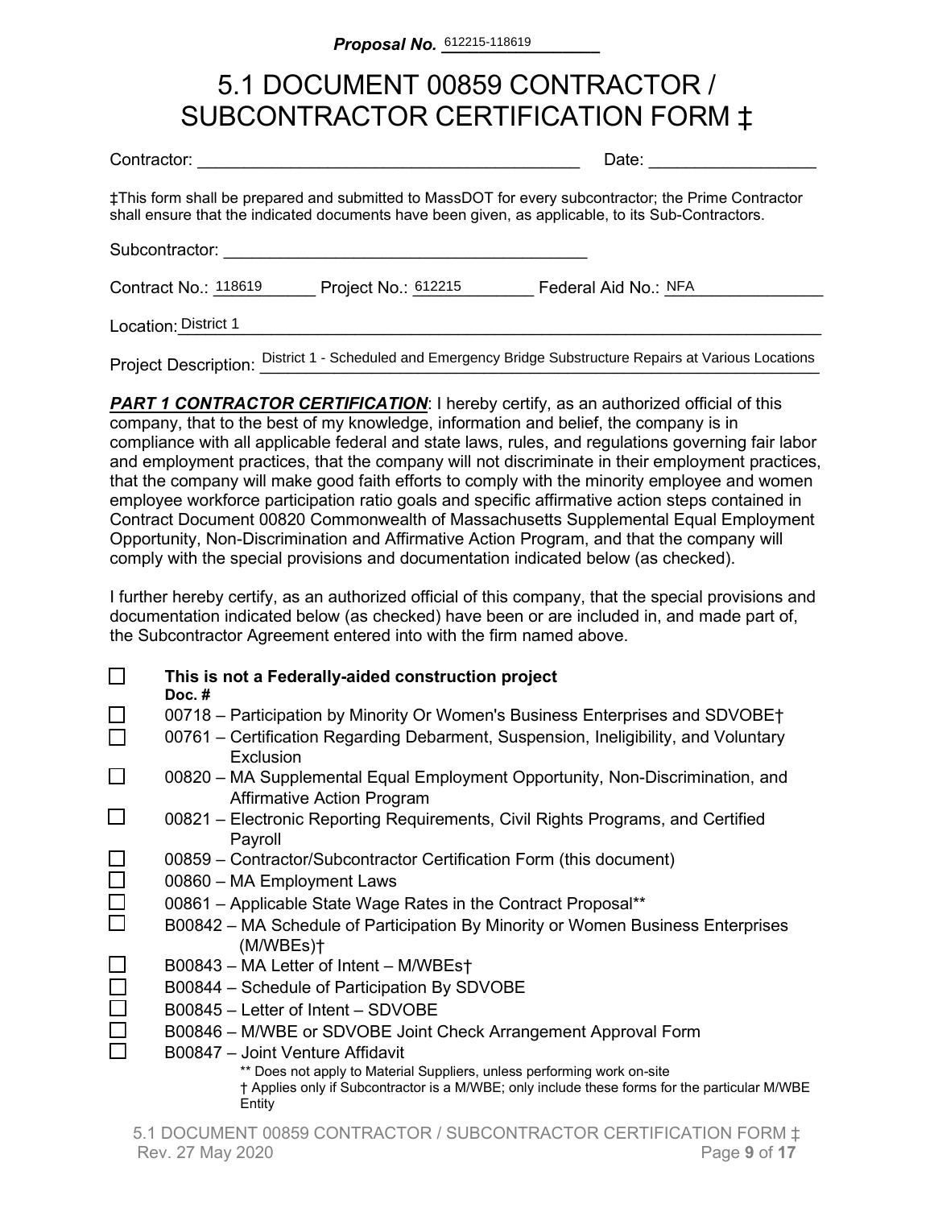**Proposal No.** 612215-118619

# 5.1 DOCUMENT 00859 CONTRACTOR / SUBCONTRACTOR CERTIFICATION FORM ‡

Contractor: ________________________________________ Date: _________________

‡This form shall be prepared and submitted to MassDOT for every subcontractor; the Prime Contractor shall ensure that the indicated documents have been given, as applicable, to its Sub-Contractors.

Subcontractor: ________________________________________

Contract No.: 118619 Project No.: 612215 Federal Aid No.: NFA

Location: District 1

Project Description: District 1 - Scheduled and Emergency Bridge Substructure Repairs at Various Locations

***PART 1 CONTRACTOR CERTIFICATION***: I hereby certify, as an authorized official of this company, that to the best of my knowledge, information and belief, the company is in compliance with all applicable federal and state laws, rules, and regulations governing fair labor and employment practices, that the company will not discriminate in their employment practices, that the company will make good faith efforts to comply with the minority employee and women employee workforce participation ratio goals and specific affirmative action steps contained in Contract Document 00820 Commonwealth of Massachusetts Supplemental Equal Employment Opportunity, Non-Discrimination and Affirmative Action Program, and that the company will comply with the special provisions and documentation indicated below (as checked).

I further hereby certify, as an authorized official of this company, that the special provisions and documentation indicated below (as checked) have been or are included in, and made part of, the Subcontractor Agreement entered into with the firm named above.

- ☐ **This is not a Federally-aided construction project**

**Doc. #**

- ☐ 00718 – Participation by Minority Or Women's Business Enterprises and SDVOBE†
- ☐ 00761 – Certification Regarding Debarment, Suspension, Ineligibility, and Voluntary Exclusion
- ☐ 00820 – MA Supplemental Equal Employment Opportunity, Non-Discrimination, and Affirmative Action Program
- ☐ 00821 – Electronic Reporting Requirements, Civil Rights Programs, and Certified Payroll
- ☐ 00859 – Contractor/Subcontractor Certification Form (this document)
- ☐ 00860 – MA Employment Laws
- ☐ 00861 – Applicable State Wage Rates in the Contract Proposal**
- ☐ B00842 – MA Schedule of Participation By Minority or Women Business Enterprises (M/WBEs)†
- ☐ B00843 – MA Letter of Intent – M/WBEs†
- ☐ B00844 – Schedule of Participation By SDVOBE
- ☐ B00845 – Letter of Intent – SDVOBE
- ☐ B00846 – M/WBE or SDVOBE Joint Check Arrangement Approval Form
- ☐ B00847 – Joint Venture Affidavit

** Does not apply to Material Suppliers, unless performing work on-site

† Applies only if Subcontractor is a M/WBE; only include these forms for the particular M/WBE Entity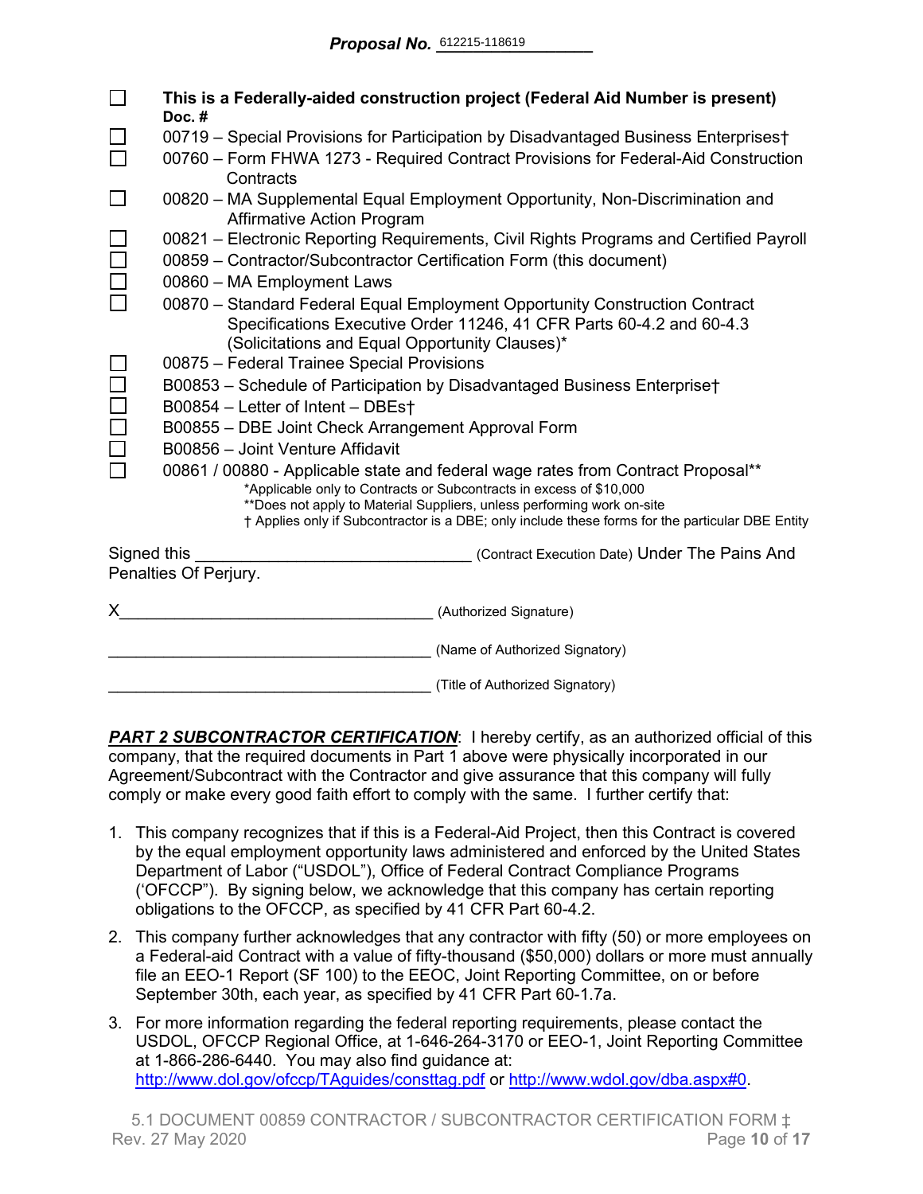**Proposal No.** 612215-118619

- ☐ **This is a Federally-aided construction project (Federal Aid Number is present)**

**Doc. #**

- ☐ 00719 – Special Provisions for Participation by Disadvantaged Business Enterprises†
- ☐ 00760 – Form FHWA 1273 - Required Contract Provisions for Federal-Aid Construction Contracts
- ☐ 00820 – MA Supplemental Equal Employment Opportunity, Non-Discrimination and Affirmative Action Program
- ☐ 00821 – Electronic Reporting Requirements, Civil Rights Programs and Certified Payroll
- ☐ 00859 – Contractor/Subcontractor Certification Form (this document)
- ☐ 00860 – MA Employment Laws
- ☐ 00870 – Standard Federal Equal Employment Opportunity Construction Contract Specifications Executive Order 11246, 41 CFR Parts 60-4.2 and 60-4.3 (Solicitations and Equal Opportunity Clauses)*
- ☐ 00875 – Federal Trainee Special Provisions
- ☐ B00853 – Schedule of Participation by Disadvantaged Business Enterprise†
- ☐ B00854 – Letter of Intent – DBEs†
- ☐ B00855 – DBE Joint Check Arrangement Approval Form
- ☐ B00856 – Joint Venture Affidavit
- ☐ 00861 / 00880 - Applicable state and federal wage rates from Contract Proposal**

*Applicable only to Contracts or Subcontracts in excess of $10,000
**Does not apply to Material Suppliers, unless performing work on-site
† Applies only if Subcontractor is a DBE; only include these forms for the particular DBE Entity

Signed this ______________________________ (Contract Execution Date) Under The Pains And Penalties Of Perjury.

X___________________________________ (Authorized Signature)

_____________________________________ (Name of Authorized Signatory)

_____________________________________ (Title of Authorized Signatory)

***PART 2 SUBCONTRACTOR CERTIFICATION***: I hereby certify, as an authorized official of this company, that the required documents in Part 1 above were physically incorporated in our Agreement/Subcontract with the Contractor and give assurance that this company will fully comply or make every good faith effort to comply with the same. I further certify that:

1. This company recognizes that if this is a Federal-Aid Project, then this Contract is covered by the equal employment opportunity laws administered and enforced by the United States Department of Labor ("USDOL"), Office of Federal Contract Compliance Programs ('OFCCP"). By signing below, we acknowledge that this company has certain reporting obligations to the OFCCP, as specified by 41 CFR Part 60-4.2.
2. This company further acknowledges that any contractor with fifty (50) or more employees on a Federal-aid Contract with a value of fifty-thousand ($50,000) dollars or more must annually file an EEO-1 Report (SF 100) to the EEOC, Joint Reporting Committee, on or before September 30th, each year, as specified by 41 CFR Part 60-1.7a.
3. For more information regarding the federal reporting requirements, please contact the USDOL, OFCCP Regional Office, at 1-646-264-3170 or EEO-1, Joint Reporting Committee at 1-866-286-6440. You may also find guidance at: http://www.dol.gov/ofccp/TAguides/consttag.pdf or http://www.wdol.gov/dba.aspx#0.

5.1 DOCUMENT 00859 CONTRACTOR / SUBCONTRACTOR CERTIFICATION FORM ‡
Rev. 27 May 2020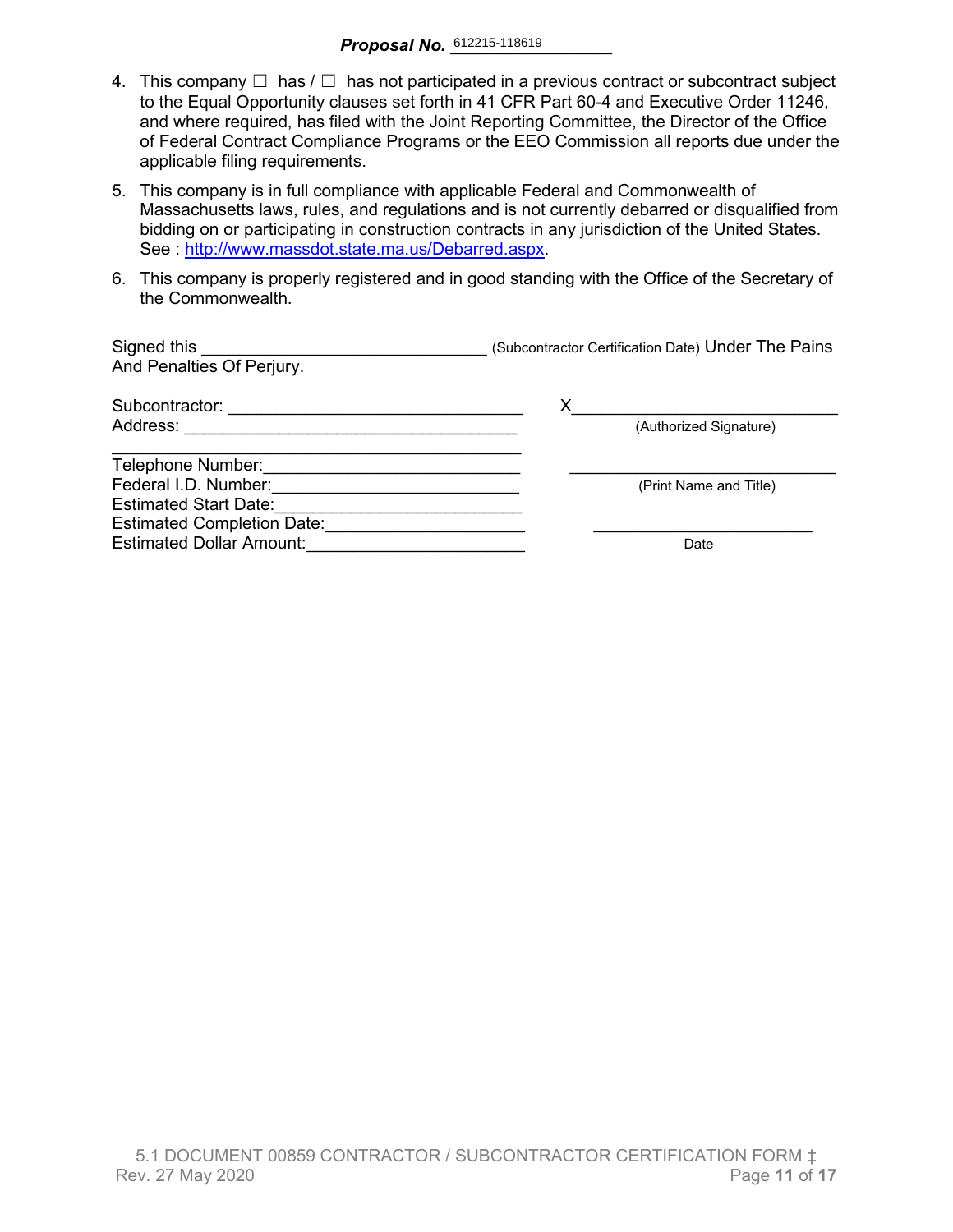**Proposal No.** 612215-118619

4. This company ☐ has / ☐ has not participated in a previous contract or subcontract subject to the Equal Opportunity clauses set forth in 41 CFR Part 60-4 and Executive Order 11246, and where required, has filed with the Joint Reporting Committee, the Director of the Office of Federal Contract Compliance Programs or the EEO Commission all reports due under the applicable filing requirements.

5. This company is in full compliance with applicable Federal and Commonwealth of Massachusetts laws, rules, and regulations and is not currently debarred or disqualified from bidding on or participating in construction contracts in any jurisdiction of the United States. See : http://www.massdot.state.ma.us/Debarred.aspx.

6. This company is properly registered and in good standing with the Office of the Secretary of the Commonwealth.

Signed this ______________________________ (Subcontractor Certification Date) Under The Pains And Penalties Of Perjury.

Subcontractor: ______________________________

Address: ______________________________

______________________________

Telephone Number: ______________________________

Federal I.D. Number: ______________________________

Estimated Start Date: ______________________________

Estimated Completion Date: ______________________________

Estimated Dollar Amount: ______________________________

X______________________________
(Authorized Signature)

______________________________
(Print Name and Title)

______________________________
Date

5.1 DOCUMENT 00859 CONTRACTOR / SUBCONTRACTOR CERTIFICATION FORM ‡
Rev. 27 May 2020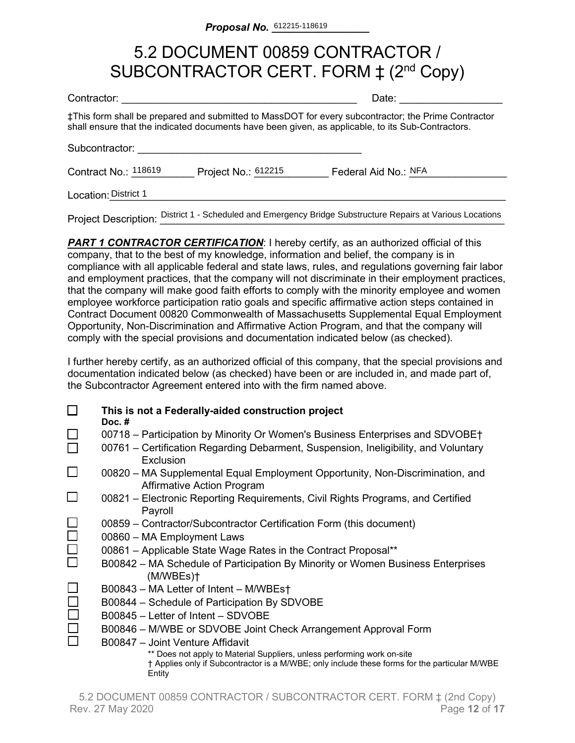**Proposal No.** 612215-118619

# 5.2 DOCUMENT 00859 CONTRACTOR / SUBCONTRACTOR CERT. FORM ‡ (2nd Copy)

Contractor: ________________________________________ Date: _________________

‡This form shall be prepared and submitted to MassDOT for every subcontractor; the Prime Contractor shall ensure that the indicated documents have been given, as applicable, to its Sub-Contractors.

Subcontractor: ________________________________________

Contract No.: 118619 Project No.: 612215 Federal Aid No.: NFA

Location: District 1

Project Description: District 1 - Scheduled and Emergency Bridge Substructure Repairs at Various Locations

***PART 1 CONTRACTOR CERTIFICATION***: I hereby certify, as an authorized official of this company, that to the best of my knowledge, information and belief, the company is in compliance with all applicable federal and state laws, rules, and regulations governing fair labor and employment practices, that the company will not discriminate in their employment practices, that the company will make good faith efforts to comply with the minority employee and women employee workforce participation ratio goals and specific affirmative action steps contained in Contract Document 00820 Commonwealth of Massachusetts Supplemental Equal Employment Opportunity, Non-Discrimination and Affirmative Action Program, and that the company will comply with the special provisions and documentation indicated below (as checked).

I further hereby certify, as an authorized official of this company, that the special provisions and documentation indicated below (as checked) have been or are included in, and made part of, the Subcontractor Agreement entered into with the firm named above.

- ☐ **This is not a Federally-aided construction project**

**Doc. #**

- ☐ 00718 – Participation by Minority Or Women's Business Enterprises and SDVOBE†
- ☐ 00761 – Certification Regarding Debarment, Suspension, Ineligibility, and Voluntary Exclusion
- ☐ 00820 – MA Supplemental Equal Employment Opportunity, Non-Discrimination, and Affirmative Action Program
- ☐ 00821 – Electronic Reporting Requirements, Civil Rights Programs, and Certified Payroll
- ☐ 00859 – Contractor/Subcontractor Certification Form (this document)
- ☐ 00860 – MA Employment Laws
- ☐ 00861 – Applicable State Wage Rates in the Contract Proposal**
- ☐ B00842 – MA Schedule of Participation By Minority or Women Business Enterprises (M/WBEs)†
- ☐ B00843 – MA Letter of Intent – M/WBEs†
- ☐ B00844 – Schedule of Participation By SDVOBE
- ☐ B00845 – Letter of Intent – SDVOBE
- ☐ B00846 – M/WBE or SDVOBE Joint Check Arrangement Approval Form
- ☐ B00847 – Joint Venture Affidavit

** Does not apply to Material Suppliers, unless performing work on-site

† Applies only if Subcontractor is a M/WBE; only include these forms for the particular M/WBE Entity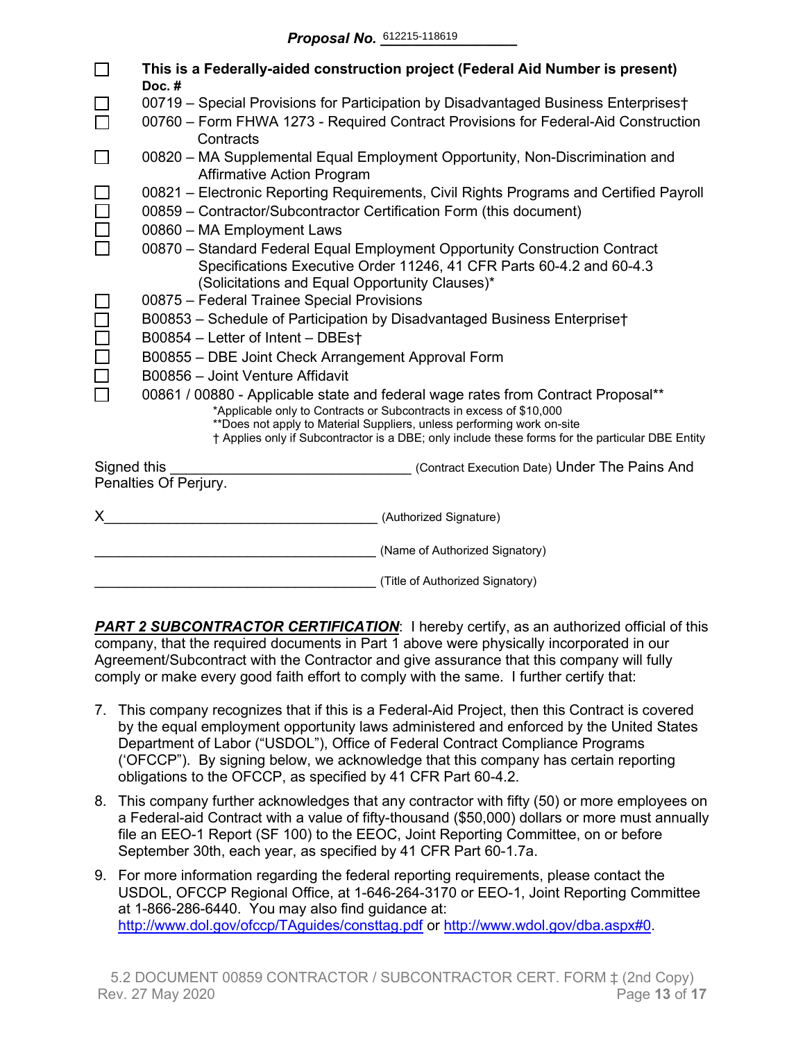***Proposal No.*** 612215-118619

- ☐ **This is a Federally-aided construction project (Federal Aid Number is present)**
  **Doc. #**
- ☐ 00719 – Special Provisions for Participation by Disadvantaged Business Enterprises†
- ☐ 00760 – Form FHWA 1273 - Required Contract Provisions for Federal-Aid Construction Contracts
- ☐ 00820 – MA Supplemental Equal Employment Opportunity, Non-Discrimination and Affirmative Action Program
- ☐ 00821 – Electronic Reporting Requirements, Civil Rights Programs and Certified Payroll
- ☐ 00859 – Contractor/Subcontractor Certification Form (this document)
- ☐ 00860 – MA Employment Laws
- ☐ 00870 – Standard Federal Equal Employment Opportunity Construction Contract Specifications Executive Order 11246, 41 CFR Parts 60-4.2 and 60-4.3 (Solicitations and Equal Opportunity Clauses)*
- ☐ 00875 – Federal Trainee Special Provisions
- ☐ B00853 – Schedule of Participation by Disadvantaged Business Enterprise†
- ☐ B00854 – Letter of Intent – DBEs†
- ☐ B00855 – DBE Joint Check Arrangement Approval Form
- ☐ B00856 – Joint Venture Affidavit
- ☐ 00861 / 00880 - Applicable state and federal wage rates from Contract Proposal**

*Applicable only to Contracts or Subcontracts in excess of $10,000
**Does not apply to Material Suppliers, unless performing work on-site
† Applies only if Subcontractor is a DBE; only include these forms for the particular DBE Entity

Signed this ______________________________ (Contract Execution Date) Under The Pains And Penalties Of Perjury.

X____________________________________ (Authorized Signature)

____________________________________ (Name of Authorized Signatory)

____________________________________ (Title of Authorized Signatory)

***PART 2 SUBCONTRACTOR CERTIFICATION***: I hereby certify, as an authorized official of this company, that the required documents in Part 1 above were physically incorporated in our Agreement/Subcontract with the Contractor and give assurance that this company will fully comply or make every good faith effort to comply with the same. I further certify that:

7. This company recognizes that if this is a Federal-Aid Project, then this Contract is covered by the equal employment opportunity laws administered and enforced by the United States Department of Labor ("USDOL"), Office of Federal Contract Compliance Programs ('OFCCP"). By signing below, we acknowledge that this company has certain reporting obligations to the OFCCP, as specified by 41 CFR Part 60-4.2.
8. This company further acknowledges that any contractor with fifty (50) or more employees on a Federal-aid Contract with a value of fifty-thousand ($50,000) dollars or more must annually file an EEO-1 Report (SF 100) to the EEOC, Joint Reporting Committee, on or before September 30th, each year, as specified by 41 CFR Part 60-1.7a.
9. For more information regarding the federal reporting requirements, please contact the USDOL, OFCCP Regional Office, at 1-646-264-3170 or EEO-1, Joint Reporting Committee at 1-866-286-6440. You may also find guidance at: http://www.dol.gov/ofccp/TAguides/consttag.pdf or http://www.wdol.gov/dba.aspx#0.

5.2 DOCUMENT 00859 CONTRACTOR / SUBCONTRACTOR CERT. FORM ‡ (2nd Copy)
Rev. 27 May 2020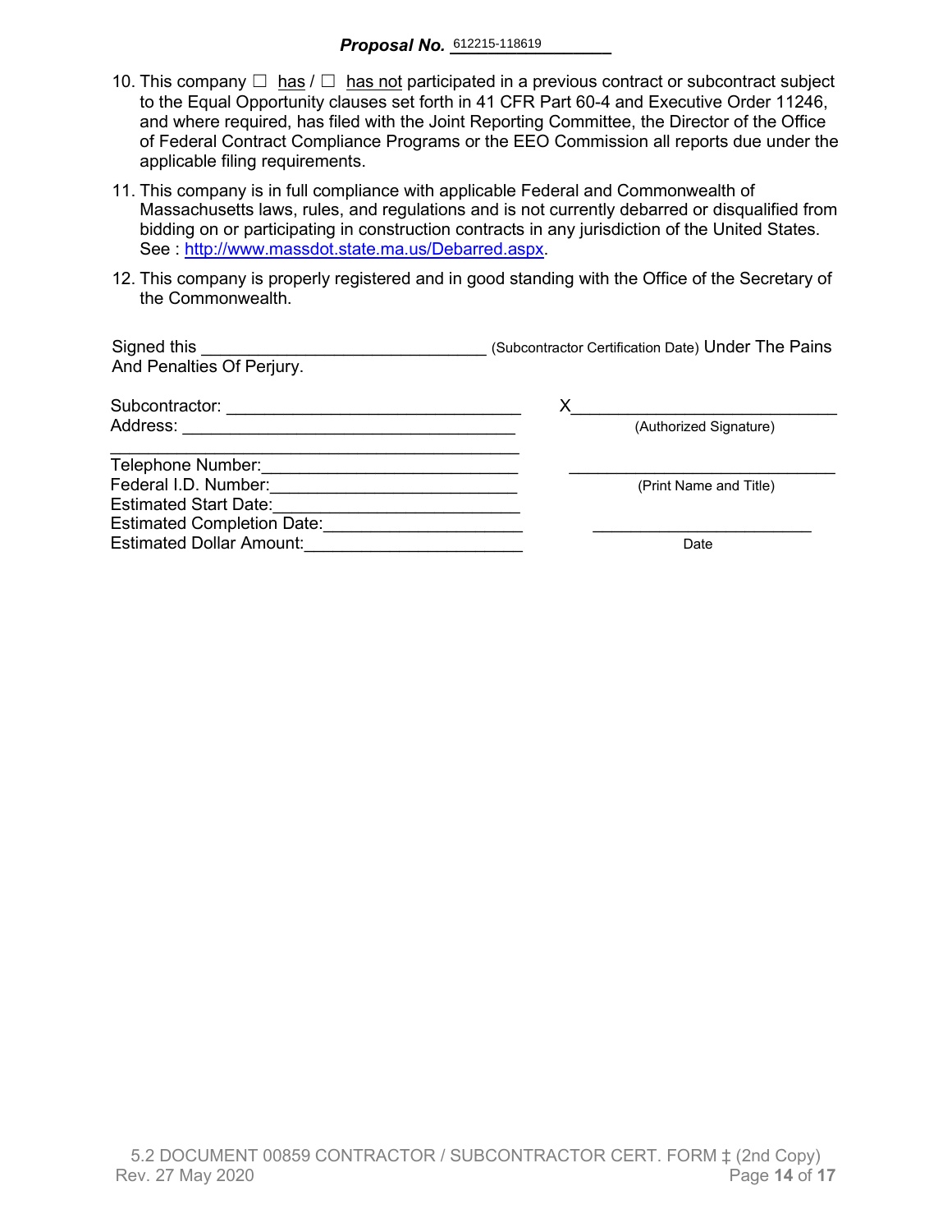**Proposal No.** 612215-118619

10. This company ☐ has / ☐ has not participated in a previous contract or subcontract subject to the Equal Opportunity clauses set forth in 41 CFR Part 60-4 and Executive Order 11246, and where required, has filed with the Joint Reporting Committee, the Director of the Office of Federal Contract Compliance Programs or the EEO Commission all reports due under the applicable filing requirements.

11. This company is in full compliance with applicable Federal and Commonwealth of Massachusetts laws, rules, and regulations and is not currently debarred or disqualified from bidding on or participating in construction contracts in any jurisdiction of the United States. See : [http://www.massdot.state.ma.us/Debarred.aspx](http://www.massdot.state.ma.us/Debarred.aspx).

12. This company is properly registered and in good standing with the Office of the Secretary of the Commonwealth.

Signed this ______________________________ (Subcontractor Certification Date) Under The Pains And Penalties Of Perjury.

Subcontractor: _______________________________

Address: ___________________________________

___________________________________________

Telephone Number:__________________________

Federal I.D. Number:_________________________

Estimated Start Date:_________________________

Estimated Completion Date:____________________

Estimated Dollar Amount:______________________

X____________________________
(Authorized Signature)

_____________________________
(Print Name and Title)

_______________________
Date

5.2 DOCUMENT 00859 CONTRACTOR / SUBCONTRACTOR CERT. FORM ‡ (2nd Copy)
Rev. 27 May 2020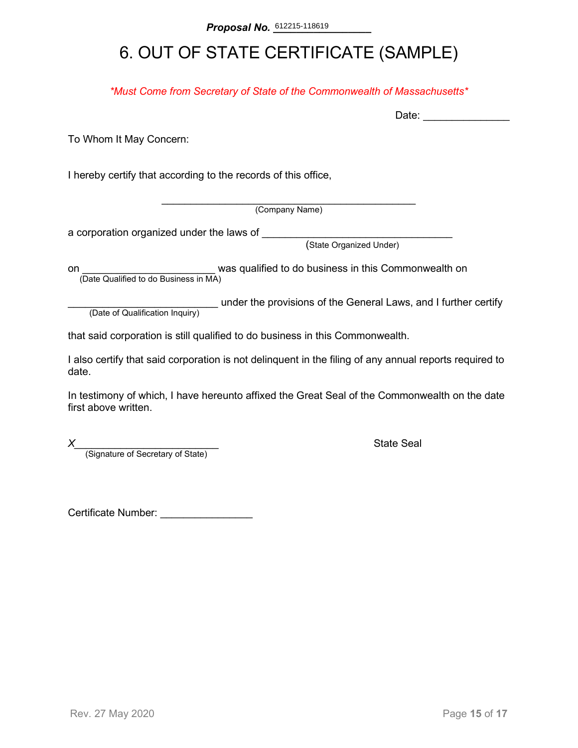**Proposal No.** 612215-118619

# 6. OUT OF STATE CERTIFICATE (SAMPLE)

*\*Must Come from Secretary of State of the Commonwealth of Massachusetts\**

Date: _______________

To Whom It May Concern:

I hereby certify that according to the records of this office,

_____________________________________________
(Company Name)

a corporation organized under the laws of __________________________________
(State Organized Under)

on _______________________ was qualified to do business in this Commonwealth on
(Date Qualified to do Business in MA)

__________________________ under the provisions of the General Laws, and I further certify
(Date of Qualification Inquiry)

that said corporation is still qualified to do business in this Commonwealth.

I also certify that said corporation is not delinquent in the filing of any annual reports required to date.

In testimony of which, I have hereunto affixed the Great Seal of the Commonwealth on the date first above written.

*X*________________________ State Seal
(Signature of Secretary of State)

Certificate Number: ________________

Rev. 27 May 2020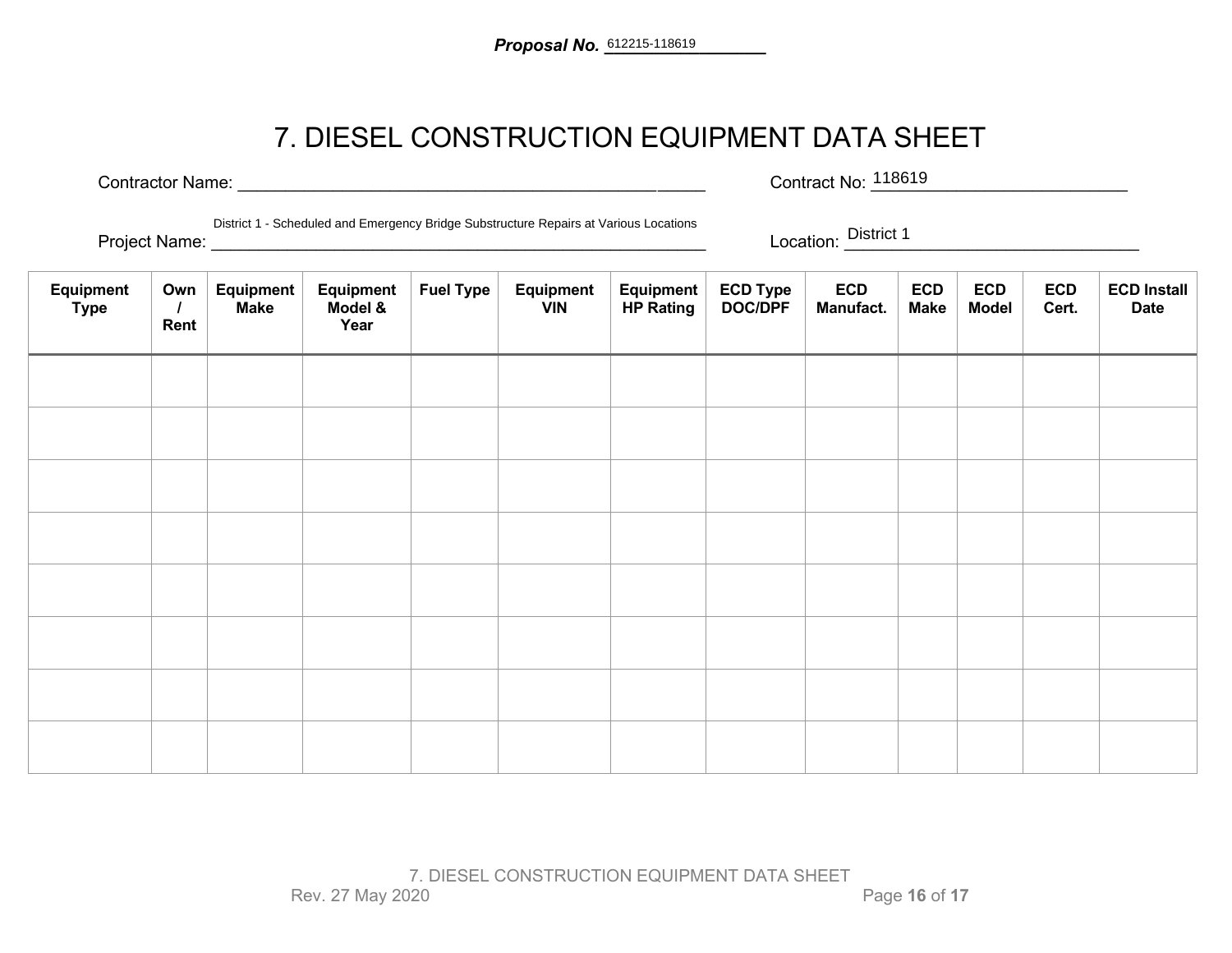**Proposal No.** 612215-118619

# 7. DIESEL CONSTRUCTION EQUIPMENT DATA SHEET

Contractor Name: ____________________________________________ Contract No: 118619

Project Name: District 1 - Scheduled and Emergency Bridge Substructure Repairs at Various Locations Location: District 1

| Equipment Type | Own / Rent | Equipment Make | Equipment Model & Year | Fuel Type | Equipment VIN | Equipment HP Rating | ECD Type DOC/DPF | ECD Manufact. | ECD Make | ECD Model | ECD Cert. | ECD Install Date |
|---|---|---|---|---|---|---|---|---|---|---|---|---|
| | | | | | | | | | | | | |
| | | | | | | | | | | | | |
| | | | | | | | | | | | | |
| | | | | | | | | | | | | |
| | | | | | | | | | | | | |
| | | | | | | | | | | | | |
| | | | | | | | | | | | | |
| | | | | | | | | | | | | |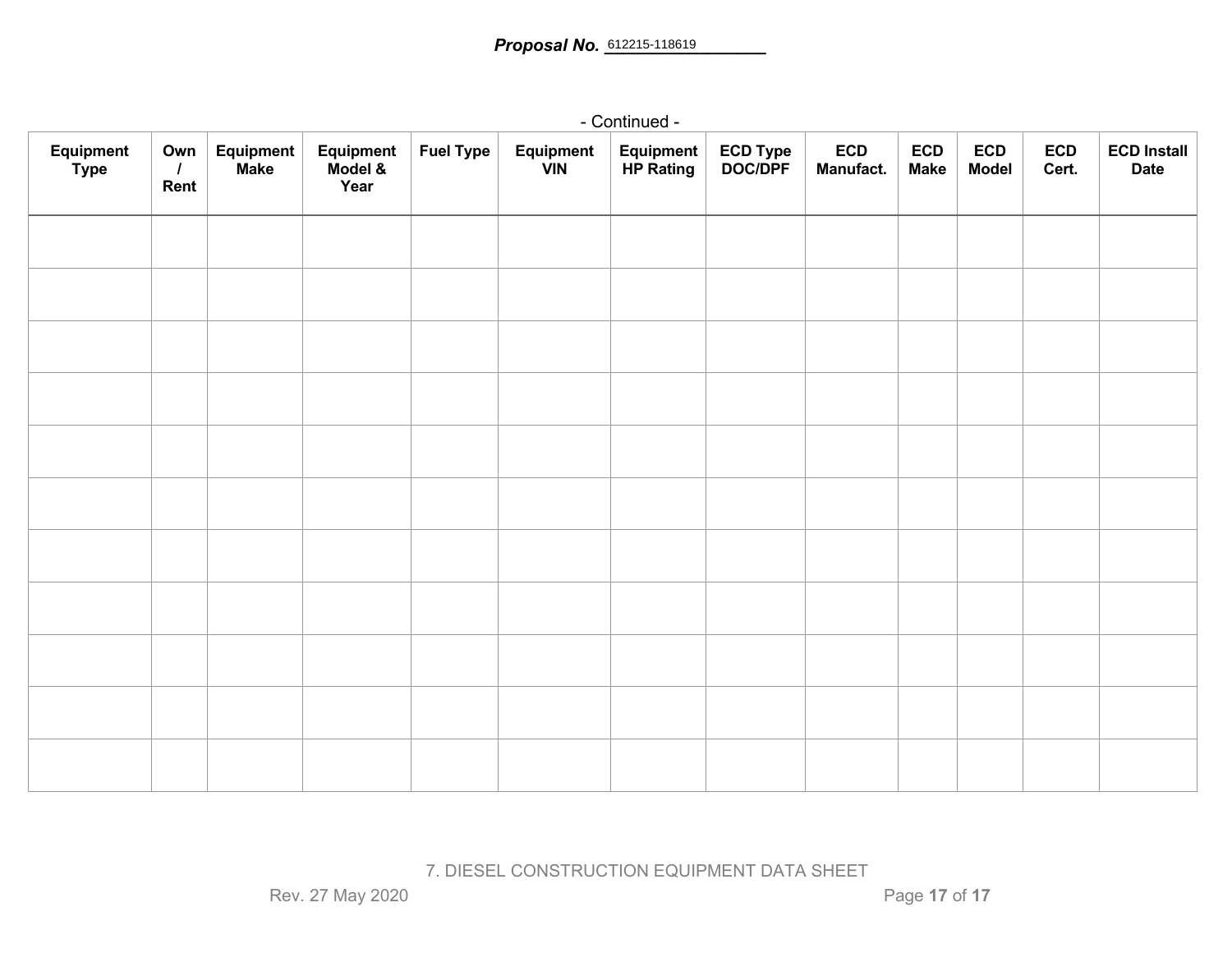***Proposal No.*** 612215-118619

- Continued -

| Equipment Type | Own / Rent | Equipment Make | Equipment Model & Year | Fuel Type | Equipment VIN | Equipment HP Rating | ECD Type DOC/DPF | ECD Manufact. | ECD Make | ECD Model | ECD Cert. | ECD Install Date |
|---|---|---|---|---|---|---|---|---|---|---|---|---|
| | | | | | | | | | | | | |
| | | | | | | | | | | | | |
| | | | | | | | | | | | | |
| | | | | | | | | | | | | |
| | | | | | | | | | | | | |
| | | | | | | | | | | | | |
| | | | | | | | | | | | | |
| | | | | | | | | | | | | |
| | | | | | | | | | | | | |
| | | | | | | | | | | | | |
| | | | | | | | | | | | | |

7. DIESEL CONSTRUCTION EQUIPMENT DATA SHEET

Rev. 27 May 2020